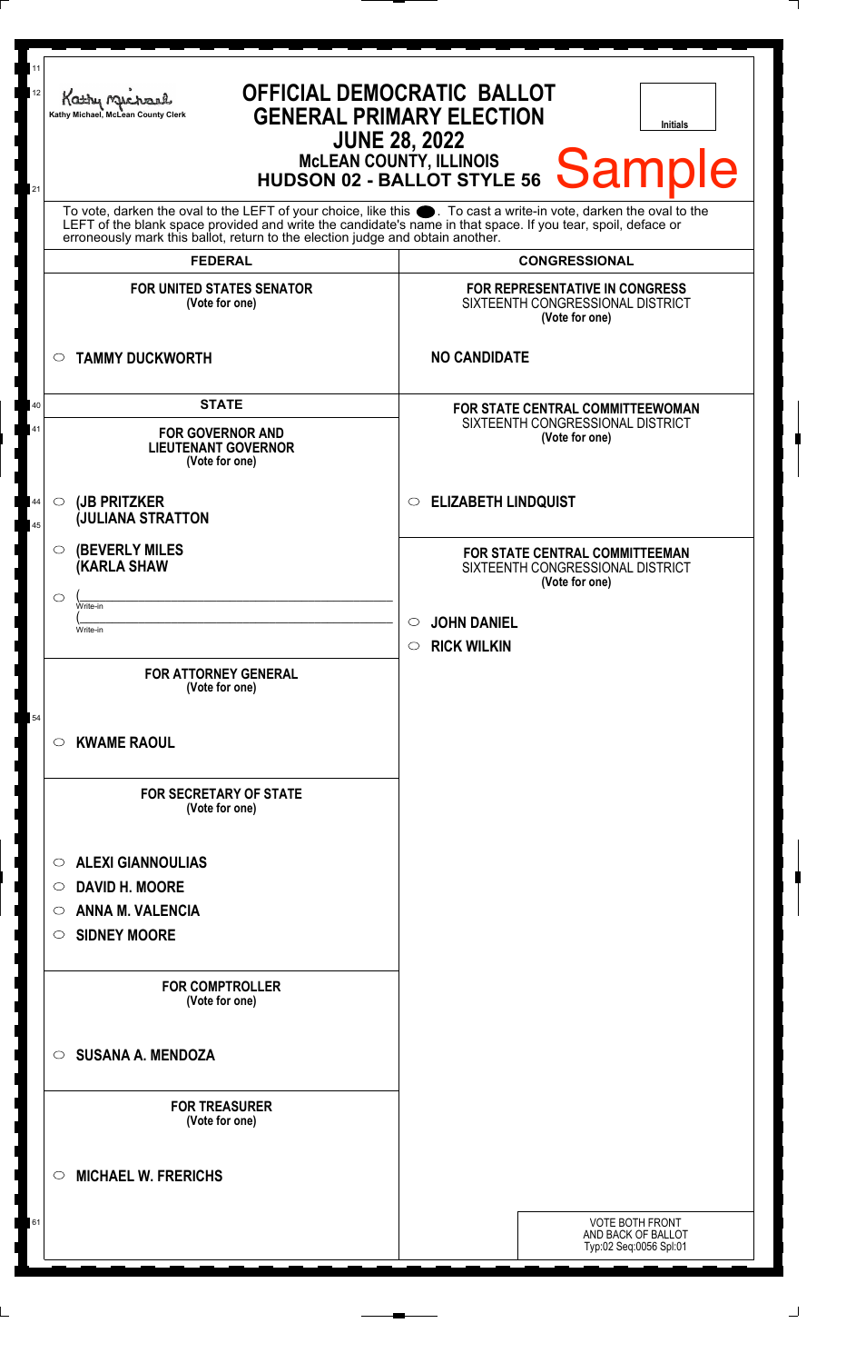Kathy Michael, McLean County Clerk

# OFFICIAL DEMOCRATIC BALLOT
## GENERAL PRIMARY ELECTION
## JUNE 28, 2022
### McLEAN COUNTY, ILLINOIS
### HUDSON 02 - BALLOT STYLE 56

Initials

Sample

To vote, darken the oval to the LEFT of your choice, like this ●. To cast a write-in vote, darken the oval to the LEFT of the blank space provided and write the candidate's name in that space. If you tear, spoil, deface or erroneously mark this ballot, return to the election judge and obtain another.

## FEDERAL

**FOR UNITED STATES SENATOR**
(Vote for one)

- ○ **TAMMY DUCKWORTH**

## STATE

**FOR GOVERNOR AND LIEUTENANT GOVERNOR**
(Vote for one)

- ○ **(JB PRITZKER**
  **(JULIANA STRATTON**
- ○ **(BEVERLY MILES**
  **(KARLA SHAW**
- ○ (\_\_\_\_\_\_\_\_\_\_ Write-in
  (\_\_\_\_\_\_\_\_\_\_ Write-in

**FOR ATTORNEY GENERAL**
(Vote for one)

- ○ **KWAME RAOUL**

**FOR SECRETARY OF STATE**
(Vote for one)

- ○ **ALEXI GIANNOULIAS**
- ○ **DAVID H. MOORE**
- ○ **ANNA M. VALENCIA**
- ○ **SIDNEY MOORE**

**FOR COMPTROLLER**
(Vote for one)

- ○ **SUSANA A. MENDOZA**

**FOR TREASURER**
(Vote for one)

- ○ **MICHAEL W. FRERICHS**

## CONGRESSIONAL

**FOR REPRESENTATIVE IN CONGRESS**
SIXTEENTH CONGRESSIONAL DISTRICT
(Vote for one)

**NO CANDIDATE**

**FOR STATE CENTRAL COMMITTEEWOMAN**
SIXTEENTH CONGRESSIONAL DISTRICT
(Vote for one)

- ○ **ELIZABETH LINDQUIST**

**FOR STATE CENTRAL COMMITTEEMAN**
SIXTEENTH CONGRESSIONAL DISTRICT
(Vote for one)

- ○ **JOHN DANIEL**
- ○ **RICK WILKIN**

VOTE BOTH FRONT AND BACK OF BALLOT
Typ:02 Seq:0056 Spl:01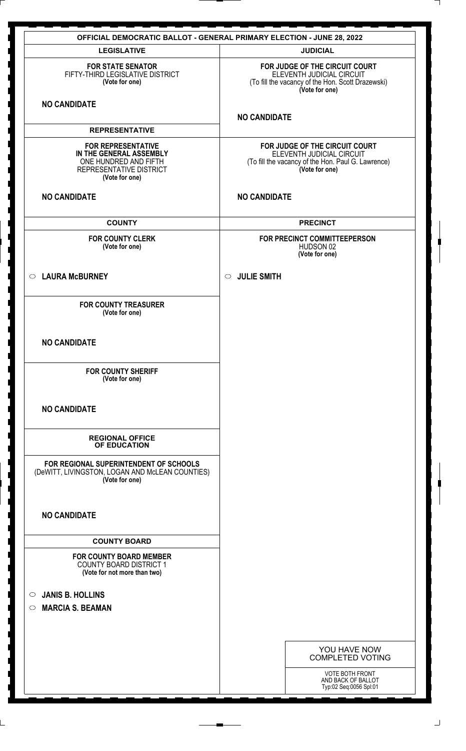## OFFICIAL DEMOCRATIC BALLOT - GENERAL PRIMARY ELECTION - JUNE 28, 2022

### LEGISLATIVE

**FOR STATE SENATOR**
FIFTY-THIRD LEGISLATIVE DISTRICT
**(Vote for one)**

**NO CANDIDATE**

### REPRESENTATIVE

**FOR REPRESENTATIVE IN THE GENERAL ASSEMBLY**
ONE HUNDRED AND FIFTH REPRESENTATIVE DISTRICT
**(Vote for one)**

**NO CANDIDATE**

### COUNTY

**FOR COUNTY CLERK**
**(Vote for one)**

○ **LAURA McBURNEY**

**FOR COUNTY TREASURER**
**(Vote for one)**

**NO CANDIDATE**

**FOR COUNTY SHERIFF**
**(Vote for one)**

**NO CANDIDATE**

### REGIONAL OFFICE OF EDUCATION

**FOR REGIONAL SUPERINTENDENT OF SCHOOLS**
(DeWITT, LIVINGSTON, LOGAN AND McLEAN COUNTIES)
**(Vote for one)**

**NO CANDIDATE**

### COUNTY BOARD

**FOR COUNTY BOARD MEMBER**
COUNTY BOARD DISTRICT 1
**(Vote for not more than two)**

○ **JANIS B. HOLLINS**
○ **MARCIA S. BEAMAN**

### JUDICIAL

**FOR JUDGE OF THE CIRCUIT COURT**
ELEVENTH JUDICIAL CIRCUIT
(To fill the vacancy of the Hon. Scott Drazewski)
**(Vote for one)**

**NO CANDIDATE**

**FOR JUDGE OF THE CIRCUIT COURT**
ELEVENTH JUDICIAL CIRCUIT
(To fill the vacancy of the Hon. Paul G. Lawrence)
**(Vote for one)**

**NO CANDIDATE**

### PRECINCT

**FOR PRECINCT COMMITTEEPERSON**
HUDSON 02
**(Vote for one)**

○ **JULIE SMITH**

YOU HAVE NOW COMPLETED VOTING

VOTE BOTH FRONT AND BACK OF BALLOT
Typ:02 Seq:0056 Spl:01